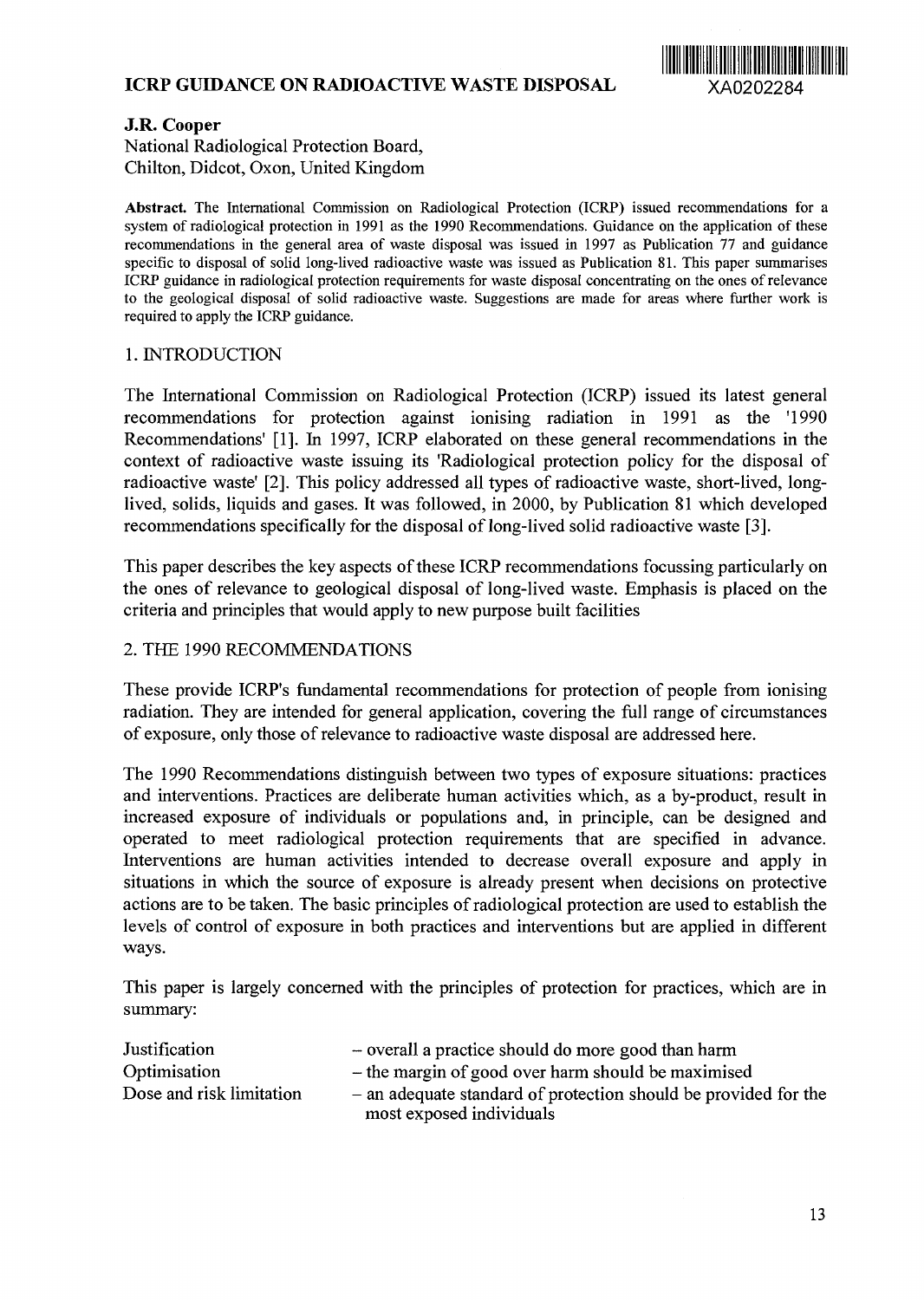# ICRP GUIDANCE ON RADIOACTIVE WASTE DISPOSAL

XA0202284

**J.R. Cooper**
National Radiological Protection Board,
Chilton, Didcot, Oxon, United Kingdom

**Abstract.** The International Commission on Radiological Protection (ICRP) issued recommendations for a system of radiological protection in 1991 as the 1990 Recommendations. Guidance on the application of these recommendations in the general area of waste disposal was issued in 1997 as Publication 77 and guidance specific to disposal of solid long-lived radioactive waste was issued as Publication 81. This paper summarises ICRP guidance in radiological protection requirements for waste disposal concentrating on the ones of relevance to the geological disposal of solid radioactive waste. Suggestions are made for areas where further work is required to apply the ICRP guidance.

## 1. INTRODUCTION

The International Commission on Radiological Protection (ICRP) issued its latest general recommendations for protection against ionising radiation in 1991 as the '1990 Recommendations' [1]. In 1997, ICRP elaborated on these general recommendations in the context of radioactive waste issuing its 'Radiological protection policy for the disposal of radioactive waste' [2]. This policy addressed all types of radioactive waste, short-lived, long-lived, solids, liquids and gases. It was followed, in 2000, by Publication 81 which developed recommendations specifically for the disposal of long-lived solid radioactive waste [3].

This paper describes the key aspects of these ICRP recommendations focussing particularly on the ones of relevance to geological disposal of long-lived waste. Emphasis is placed on the criteria and principles that would apply to new purpose built facilities

## 2. THE 1990 RECOMMENDATIONS

These provide ICRP's fundamental recommendations for protection of people from ionising radiation. They are intended for general application, covering the full range of circumstances of exposure, only those of relevance to radioactive waste disposal are addressed here.

The 1990 Recommendations distinguish between two types of exposure situations: practices and interventions. Practices are deliberate human activities which, as a by-product, result in increased exposure of individuals or populations and, in principle, can be designed and operated to meet radiological protection requirements that are specified in advance. Interventions are human activities intended to decrease overall exposure and apply in situations in which the source of exposure is already present when decisions on protective actions are to be taken. The basic principles of radiological protection are used to establish the levels of control of exposure in both practices and interventions but are applied in different ways.

This paper is largely concerned with the principles of protection for practices, which are in summary:

| | |
|---|---|
| Justification | – overall a practice should do more good than harm |
| Optimisation | – the margin of good over harm should be maximised |
| Dose and risk limitation | – an adequate standard of protection should be provided for the most exposed individuals |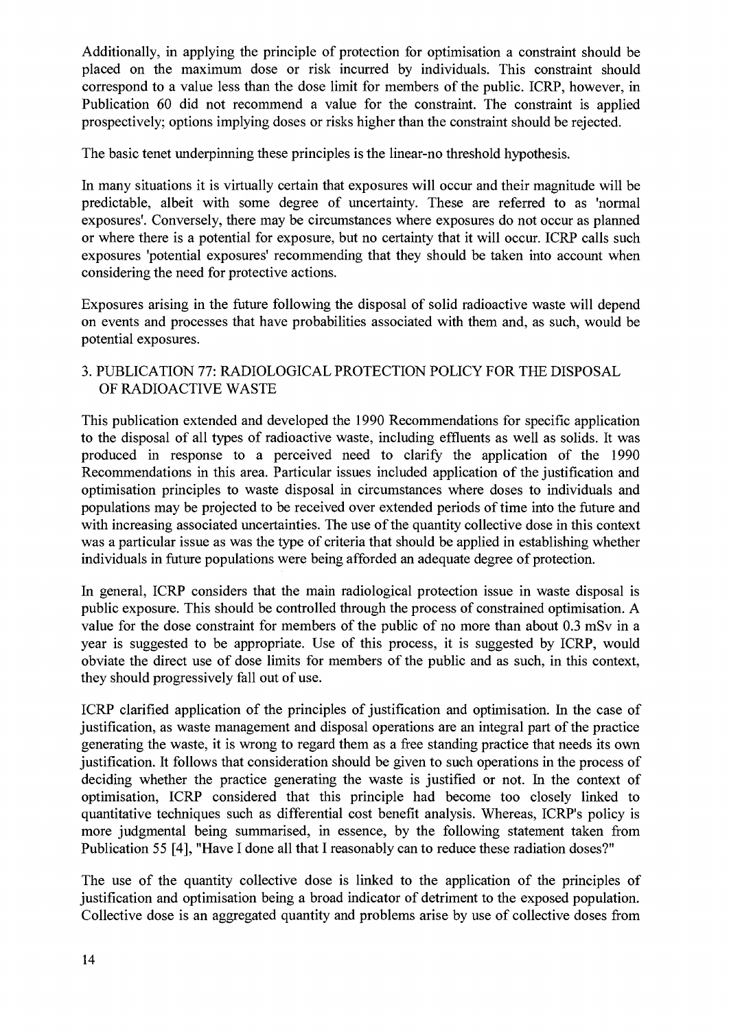Additionally, in applying the principle of protection for optimisation a constraint should be placed on the maximum dose or risk incurred by individuals. This constraint should correspond to a value less than the dose limit for members of the public. ICRP, however, in Publication 60 did not recommend a value for the constraint. The constraint is applied prospectively; options implying doses or risks higher than the constraint should be rejected.

The basic tenet underpinning these principles is the linear-no threshold hypothesis.

In many situations it is virtually certain that exposures will occur and their magnitude will be predictable, albeit with some degree of uncertainty. These are referred to as 'normal exposures'. Conversely, there may be circumstances where exposures do not occur as planned or where there is a potential for exposure, but no certainty that it will occur. ICRP calls such exposures 'potential exposures' recommending that they should be taken into account when considering the need for protective actions.

Exposures arising in the future following the disposal of solid radioactive waste will depend on events and processes that have probabilities associated with them and, as such, would be potential exposures.

## 3. PUBLICATION 77: RADIOLOGICAL PROTECTION POLICY FOR THE DISPOSAL OF RADIOACTIVE WASTE

This publication extended and developed the 1990 Recommendations for specific application to the disposal of all types of radioactive waste, including effluents as well as solids. It was produced in response to a perceived need to clarify the application of the 1990 Recommendations in this area. Particular issues included application of the justification and optimisation principles to waste disposal in circumstances where doses to individuals and populations may be projected to be received over extended periods of time into the future and with increasing associated uncertainties. The use of the quantity collective dose in this context was a particular issue as was the type of criteria that should be applied in establishing whether individuals in future populations were being afforded an adequate degree of protection.

In general, ICRP considers that the main radiological protection issue in waste disposal is public exposure. This should be controlled through the process of constrained optimisation. A value for the dose constraint for members of the public of no more than about 0.3 mSv in a year is suggested to be appropriate. Use of this process, it is suggested by ICRP, would obviate the direct use of dose limits for members of the public and as such, in this context, they should progressively fall out of use.

ICRP clarified application of the principles of justification and optimisation. In the case of justification, as waste management and disposal operations are an integral part of the practice generating the waste, it is wrong to regard them as a free standing practice that needs its own justification. It follows that consideration should be given to such operations in the process of deciding whether the practice generating the waste is justified or not. In the context of optimisation, ICRP considered that this principle had become too closely linked to quantitative techniques such as differential cost benefit analysis. Whereas, ICRP's policy is more judgmental being summarised, in essence, by the following statement taken from Publication 55 [4], "Have I done all that I reasonably can to reduce these radiation doses?"

The use of the quantity collective dose is linked to the application of the principles of justification and optimisation being a broad indicator of detriment to the exposed population. Collective dose is an aggregated quantity and problems arise by use of collective doses from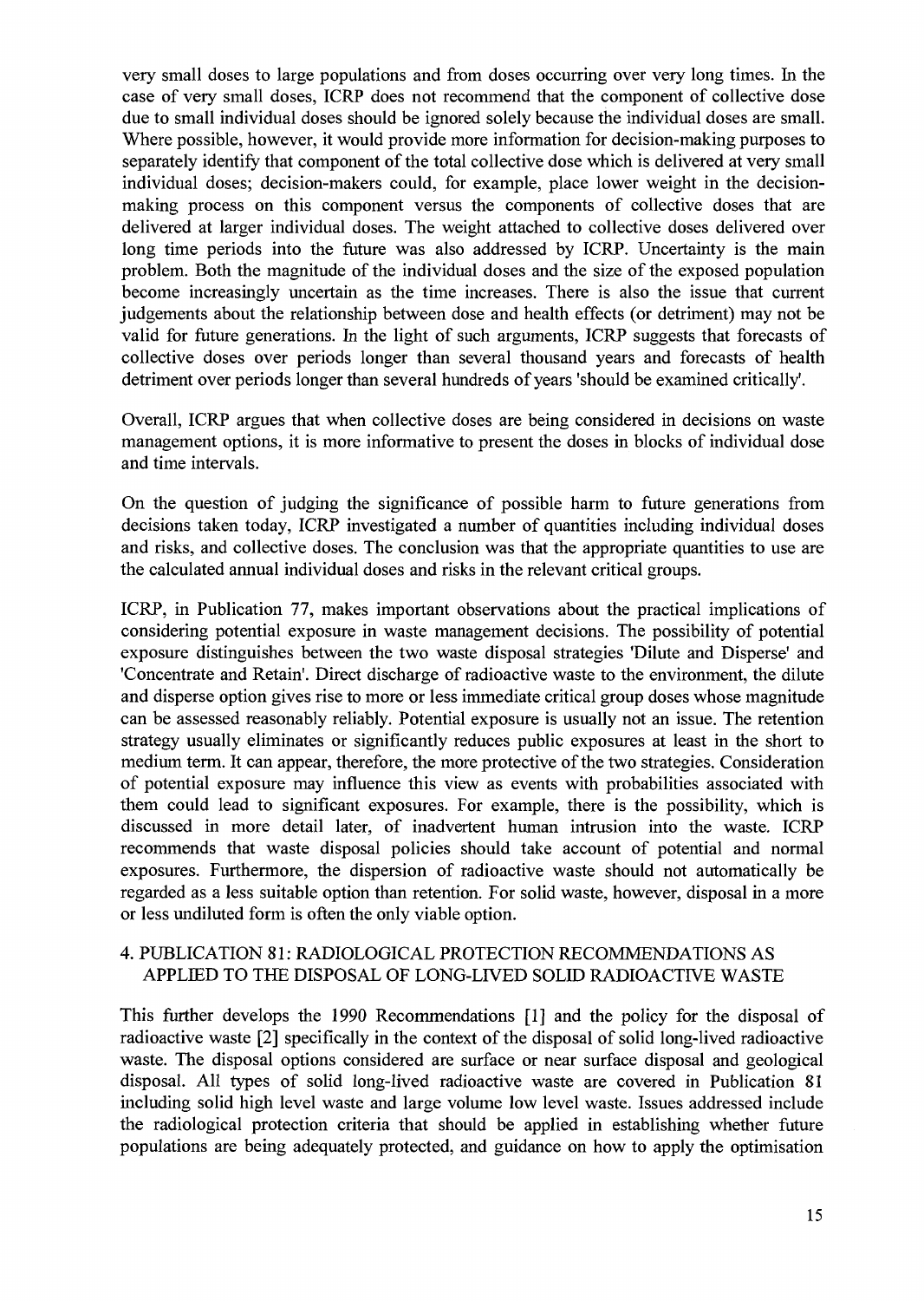very small doses to large populations and from doses occurring over very long times. In the case of very small doses, ICRP does not recommend that the component of collective dose due to small individual doses should be ignored solely because the individual doses are small. Where possible, however, it would provide more information for decision-making purposes to separately identify that component of the total collective dose which is delivered at very small individual doses; decision-makers could, for example, place lower weight in the decision-making process on this component versus the components of collective doses that are delivered at larger individual doses. The weight attached to collective doses delivered over long time periods into the future was also addressed by ICRP. Uncertainty is the main problem. Both the magnitude of the individual doses and the size of the exposed population become increasingly uncertain as the time increases. There is also the issue that current judgements about the relationship between dose and health effects (or detriment) may not be valid for future generations. In the light of such arguments, ICRP suggests that forecasts of collective doses over periods longer than several thousand years and forecasts of health detriment over periods longer than several hundreds of years 'should be examined critically'.

Overall, ICRP argues that when collective doses are being considered in decisions on waste management options, it is more informative to present the doses in blocks of individual dose and time intervals.

On the question of judging the significance of possible harm to future generations from decisions taken today, ICRP investigated a number of quantities including individual doses and risks, and collective doses. The conclusion was that the appropriate quantities to use are the calculated annual individual doses and risks in the relevant critical groups.

ICRP, in Publication 77, makes important observations about the practical implications of considering potential exposure in waste management decisions. The possibility of potential exposure distinguishes between the two waste disposal strategies 'Dilute and Disperse' and 'Concentrate and Retain'. Direct discharge of radioactive waste to the environment, the dilute and disperse option gives rise to more or less immediate critical group doses whose magnitude can be assessed reasonably reliably. Potential exposure is usually not an issue. The retention strategy usually eliminates or significantly reduces public exposures at least in the short to medium term. It can appear, therefore, the more protective of the two strategies. Consideration of potential exposure may influence this view as events with probabilities associated with them could lead to significant exposures. For example, there is the possibility, which is discussed in more detail later, of inadvertent human intrusion into the waste. ICRP recommends that waste disposal policies should take account of potential and normal exposures. Furthermore, the dispersion of radioactive waste should not automatically be regarded as a less suitable option than retention. For solid waste, however, disposal in a more or less undiluted form is often the only viable option.

## 4. PUBLICATION 81: RADIOLOGICAL PROTECTION RECOMMENDATIONS AS APPLIED TO THE DISPOSAL OF LONG-LIVED SOLID RADIOACTIVE WASTE

This further develops the 1990 Recommendations [1] and the policy for the disposal of radioactive waste [2] specifically in the context of the disposal of solid long-lived radioactive waste. The disposal options considered are surface or near surface disposal and geological disposal. All types of solid long-lived radioactive waste are covered in Publication 81 including solid high level waste and large volume low level waste. Issues addressed include the radiological protection criteria that should be applied in establishing whether future populations are being adequately protected, and guidance on how to apply the optimisation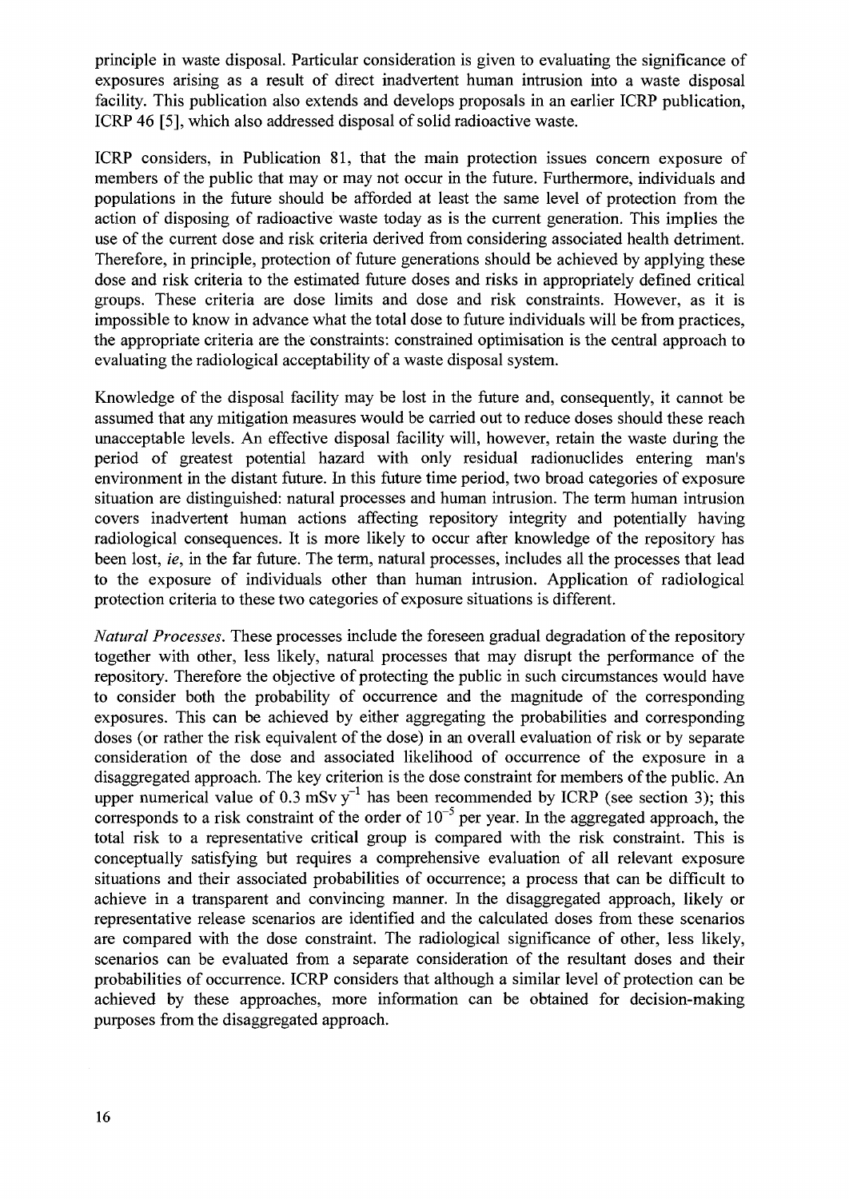principle in waste disposal. Particular consideration is given to evaluating the significance of exposures arising as a result of direct inadvertent human intrusion into a waste disposal facility. This publication also extends and develops proposals in an earlier ICRP publication, ICRP 46 [5], which also addressed disposal of solid radioactive waste.

ICRP considers, in Publication 81, that the main protection issues concern exposure of members of the public that may or may not occur in the future. Furthermore, individuals and populations in the future should be afforded at least the same level of protection from the action of disposing of radioactive waste today as is the current generation. This implies the use of the current dose and risk criteria derived from considering associated health detriment. Therefore, in principle, protection of future generations should be achieved by applying these dose and risk criteria to the estimated future doses and risks in appropriately defined critical groups. These criteria are dose limits and dose and risk constraints. However, as it is impossible to know in advance what the total dose to future individuals will be from practices, the appropriate criteria are the constraints: constrained optimisation is the central approach to evaluating the radiological acceptability of a waste disposal system.

Knowledge of the disposal facility may be lost in the future and, consequently, it cannot be assumed that any mitigation measures would be carried out to reduce doses should these reach unacceptable levels. An effective disposal facility will, however, retain the waste during the period of greatest potential hazard with only residual radionuclides entering man's environment in the distant future. In this future time period, two broad categories of exposure situation are distinguished: natural processes and human intrusion. The term human intrusion covers inadvertent human actions affecting repository integrity and potentially having radiological consequences. It is more likely to occur after knowledge of the repository has been lost, *ie*, in the far future. The term, natural processes, includes all the processes that lead to the exposure of individuals other than human intrusion. Application of radiological protection criteria to these two categories of exposure situations is different.

*Natural Processes*. These processes include the foreseen gradual degradation of the repository together with other, less likely, natural processes that may disrupt the performance of the repository. Therefore the objective of protecting the public in such circumstances would have to consider both the probability of occurrence and the magnitude of the corresponding exposures. This can be achieved by either aggregating the probabilities and corresponding doses (or rather the risk equivalent of the dose) in an overall evaluation of risk or by separate consideration of the dose and associated likelihood of occurrence of the exposure in a disaggregated approach. The key criterion is the dose constraint for members of the public. An upper numerical value of 0.3 mSv $y^{-1}$ has been recommended by ICRP (see section 3); this corresponds to a risk constraint of the order of $10^{-5}$ per year. In the aggregated approach, the total risk to a representative critical group is compared with the risk constraint. This is conceptually satisfying but requires a comprehensive evaluation of all relevant exposure situations and their associated probabilities of occurrence; a process that can be difficult to achieve in a transparent and convincing manner. In the disaggregated approach, likely or representative release scenarios are identified and the calculated doses from these scenarios are compared with the dose constraint. The radiological significance of other, less likely, scenarios can be evaluated from a separate consideration of the resultant doses and their probabilities of occurrence. ICRP considers that although a similar level of protection can be achieved by these approaches, more information can be obtained for decision-making purposes from the disaggregated approach.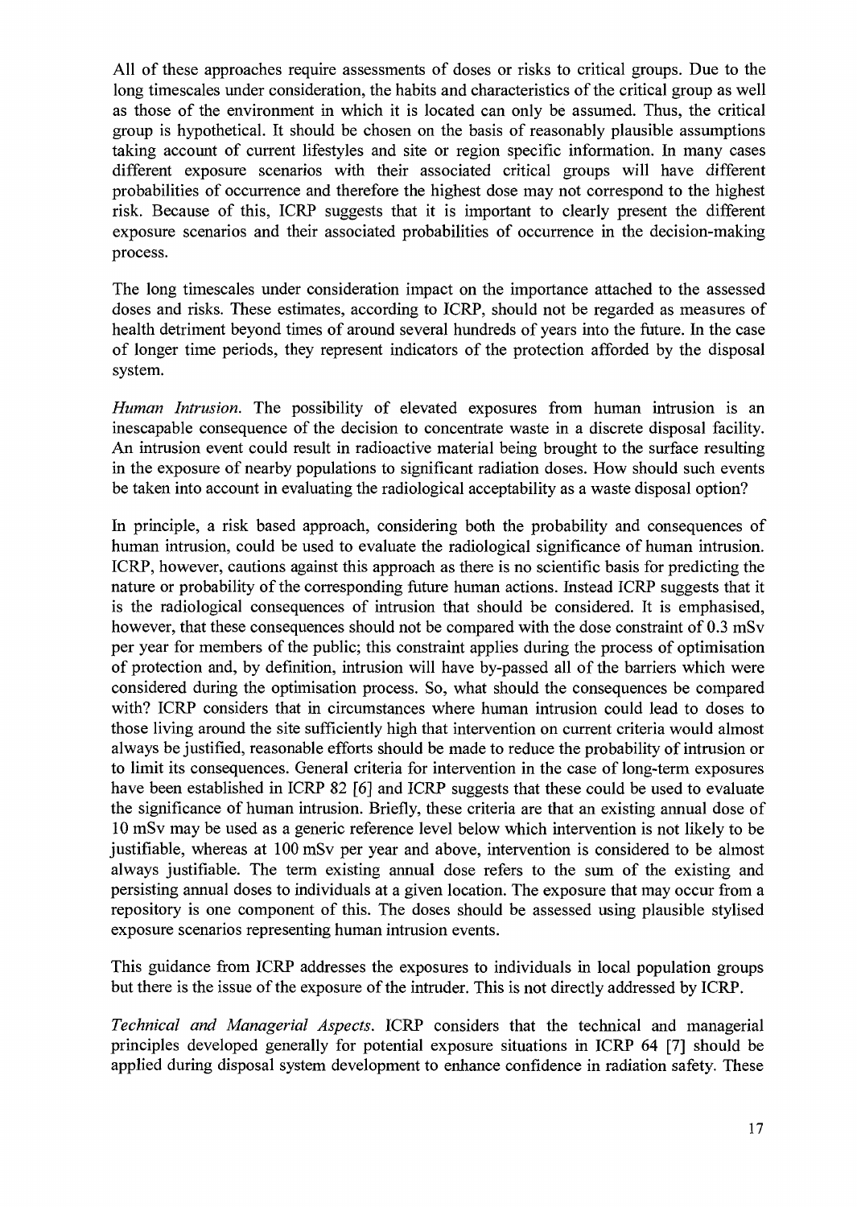All of these approaches require assessments of doses or risks to critical groups. Due to the long timescales under consideration, the habits and characteristics of the critical group as well as those of the environment in which it is located can only be assumed. Thus, the critical group is hypothetical. It should be chosen on the basis of reasonably plausible assumptions taking account of current lifestyles and site or region specific information. In many cases different exposure scenarios with their associated critical groups will have different probabilities of occurrence and therefore the highest dose may not correspond to the highest risk. Because of this, ICRP suggests that it is important to clearly present the different exposure scenarios and their associated probabilities of occurrence in the decision-making process.

The long timescales under consideration impact on the importance attached to the assessed doses and risks. These estimates, according to ICRP, should not be regarded as measures of health detriment beyond times of around several hundreds of years into the future. In the case of longer time periods, they represent indicators of the protection afforded by the disposal system.

*Human Intrusion*. The possibility of elevated exposures from human intrusion is an inescapable consequence of the decision to concentrate waste in a discrete disposal facility. An intrusion event could result in radioactive material being brought to the surface resulting in the exposure of nearby populations to significant radiation doses. How should such events be taken into account in evaluating the radiological acceptability as a waste disposal option?

In principle, a risk based approach, considering both the probability and consequences of human intrusion, could be used to evaluate the radiological significance of human intrusion. ICRP, however, cautions against this approach as there is no scientific basis for predicting the nature or probability of the corresponding future human actions. Instead ICRP suggests that it is the radiological consequences of intrusion that should be considered. It is emphasised, however, that these consequences should not be compared with the dose constraint of 0.3 mSv per year for members of the public; this constraint applies during the process of optimisation of protection and, by definition, intrusion will have by-passed all of the barriers which were considered during the optimisation process. So, what should the consequences be compared with? ICRP considers that in circumstances where human intrusion could lead to doses to those living around the site sufficiently high that intervention on current criteria would almost always be justified, reasonable efforts should be made to reduce the probability of intrusion or to limit its consequences. General criteria for intervention in the case of long-term exposures have been established in ICRP 82 [6] and ICRP suggests that these could be used to evaluate the significance of human intrusion. Briefly, these criteria are that an existing annual dose of 10 mSv may be used as a generic reference level below which intervention is not likely to be justifiable, whereas at 100 mSv per year and above, intervention is considered to be almost always justifiable. The term existing annual dose refers to the sum of the existing and persisting annual doses to individuals at a given location. The exposure that may occur from a repository is one component of this. The doses should be assessed using plausible stylised exposure scenarios representing human intrusion events.

This guidance from ICRP addresses the exposures to individuals in local population groups but there is the issue of the exposure of the intruder. This is not directly addressed by ICRP.

*Technical and Managerial Aspects*. ICRP considers that the technical and managerial principles developed generally for potential exposure situations in ICRP 64 [7] should be applied during disposal system development to enhance confidence in radiation safety. These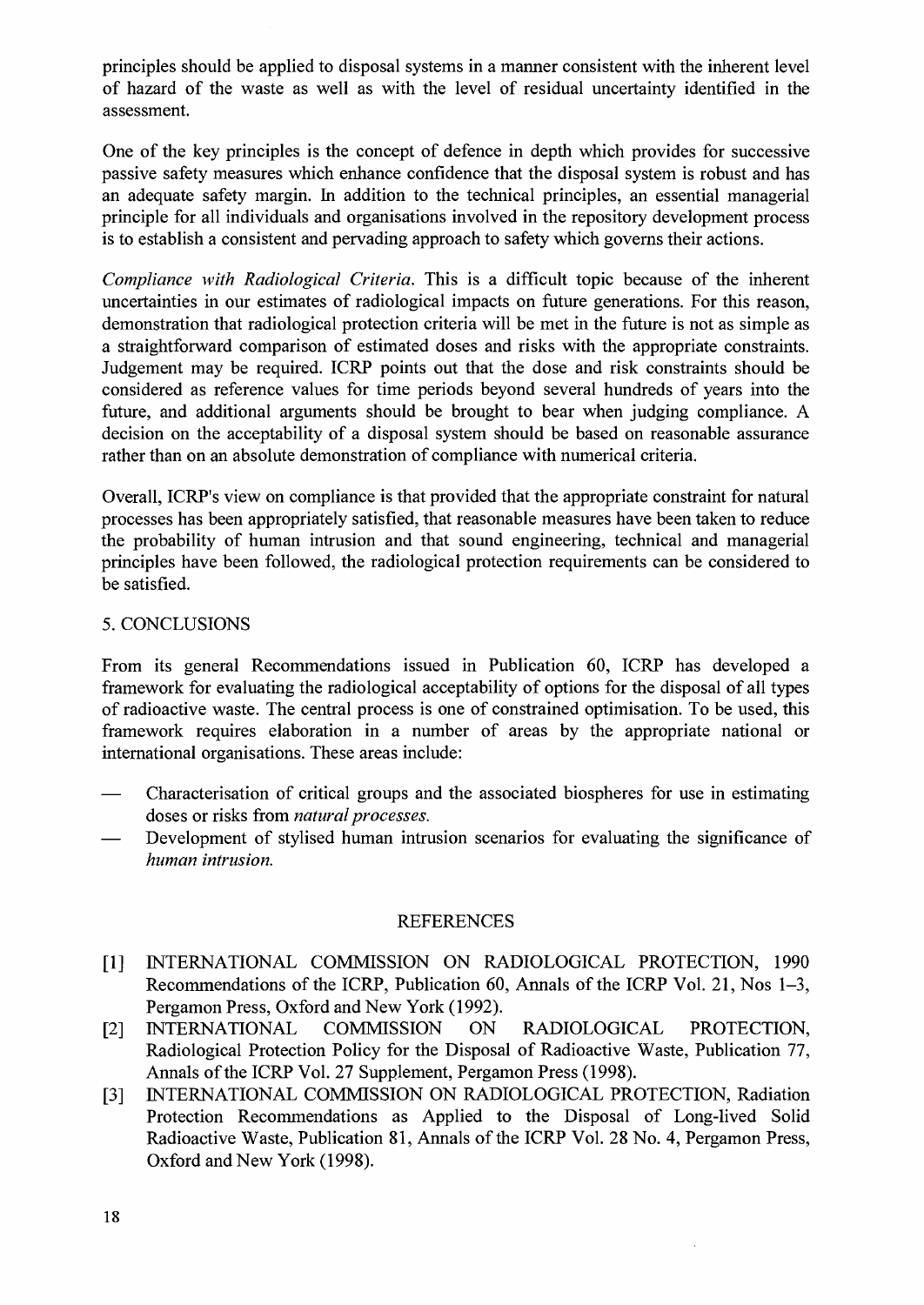principles should be applied to disposal systems in a manner consistent with the inherent level of hazard of the waste as well as with the level of residual uncertainty identified in the assessment.

One of the key principles is the concept of defence in depth which provides for successive passive safety measures which enhance confidence that the disposal system is robust and has an adequate safety margin. In addition to the technical principles, an essential managerial principle for all individuals and organisations involved in the repository development process is to establish a consistent and pervading approach to safety which governs their actions.

*Compliance with Radiological Criteria.* This is a difficult topic because of the inherent uncertainties in our estimates of radiological impacts on future generations. For this reason, demonstration that radiological protection criteria will be met in the future is not as simple as a straightforward comparison of estimated doses and risks with the appropriate constraints. Judgement may be required. ICRP points out that the dose and risk constraints should be considered as reference values for time periods beyond several hundreds of years into the future, and additional arguments should be brought to bear when judging compliance. A decision on the acceptability of a disposal system should be based on reasonable assurance rather than on an absolute demonstration of compliance with numerical criteria.

Overall, ICRP's view on compliance is that provided that the appropriate constraint for natural processes has been appropriately satisfied, that reasonable measures have been taken to reduce the probability of human intrusion and that sound engineering, technical and managerial principles have been followed, the radiological protection requirements can be considered to be satisfied.

## 5. CONCLUSIONS

From its general Recommendations issued in Publication 60, ICRP has developed a framework for evaluating the radiological acceptability of options for the disposal of all types of radioactive waste. The central process is one of constrained optimisation. To be used, this framework requires elaboration in a number of areas by the appropriate national or international organisations. These areas include:

- Characterisation of critical groups and the associated biospheres for use in estimating doses or risks from *natural processes.*
- Development of stylised human intrusion scenarios for evaluating the significance of *human intrusion.*

## REFERENCES

[1] INTERNATIONAL COMMISSION ON RADIOLOGICAL PROTECTION, 1990 Recommendations of the ICRP, Publication 60, Annals of the ICRP Vol. 21, Nos 1–3, Pergamon Press, Oxford and New York (1992).

[2] INTERNATIONAL COMMISSION ON RADIOLOGICAL PROTECTION, Radiological Protection Policy for the Disposal of Radioactive Waste, Publication 77, Annals of the ICRP Vol. 27 Supplement, Pergamon Press (1998).

[3] INTERNATIONAL COMMISSION ON RADIOLOGICAL PROTECTION, Radiation Protection Recommendations as Applied to the Disposal of Long-lived Solid Radioactive Waste, Publication 81, Annals of the ICRP Vol. 28 No. 4, Pergamon Press, Oxford and New York (1998).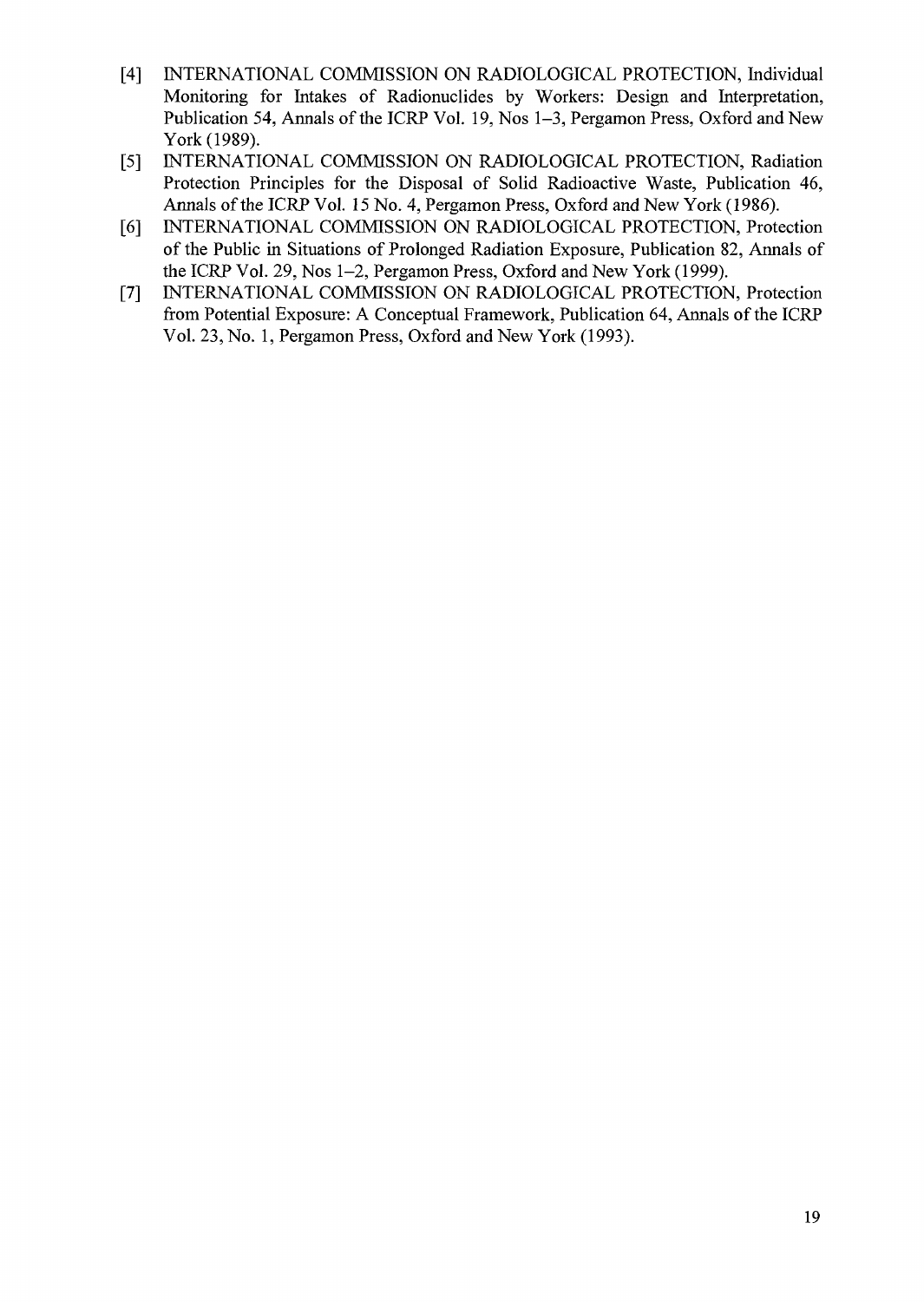[4] INTERNATIONAL COMMISSION ON RADIOLOGICAL PROTECTION, Individual Monitoring for Intakes of Radionuclides by Workers: Design and Interpretation, Publication 54, Annals of the ICRP Vol. 19, Nos 1–3, Pergamon Press, Oxford and New York (1989).

[5] INTERNATIONAL COMMISSION ON RADIOLOGICAL PROTECTION, Radiation Protection Principles for the Disposal of Solid Radioactive Waste, Publication 46, Annals of the ICRP Vol. 15 No. 4, Pergamon Press, Oxford and New York (1986).

[6] INTERNATIONAL COMMISSION ON RADIOLOGICAL PROTECTION, Protection of the Public in Situations of Prolonged Radiation Exposure, Publication 82, Annals of the ICRP Vol. 29, Nos 1–2, Pergamon Press, Oxford and New York (1999).

[7] INTERNATIONAL COMMISSION ON RADIOLOGICAL PROTECTION, Protection from Potential Exposure: A Conceptual Framework, Publication 64, Annals of the ICRP Vol. 23, No. 1, Pergamon Press, Oxford and New York (1993).